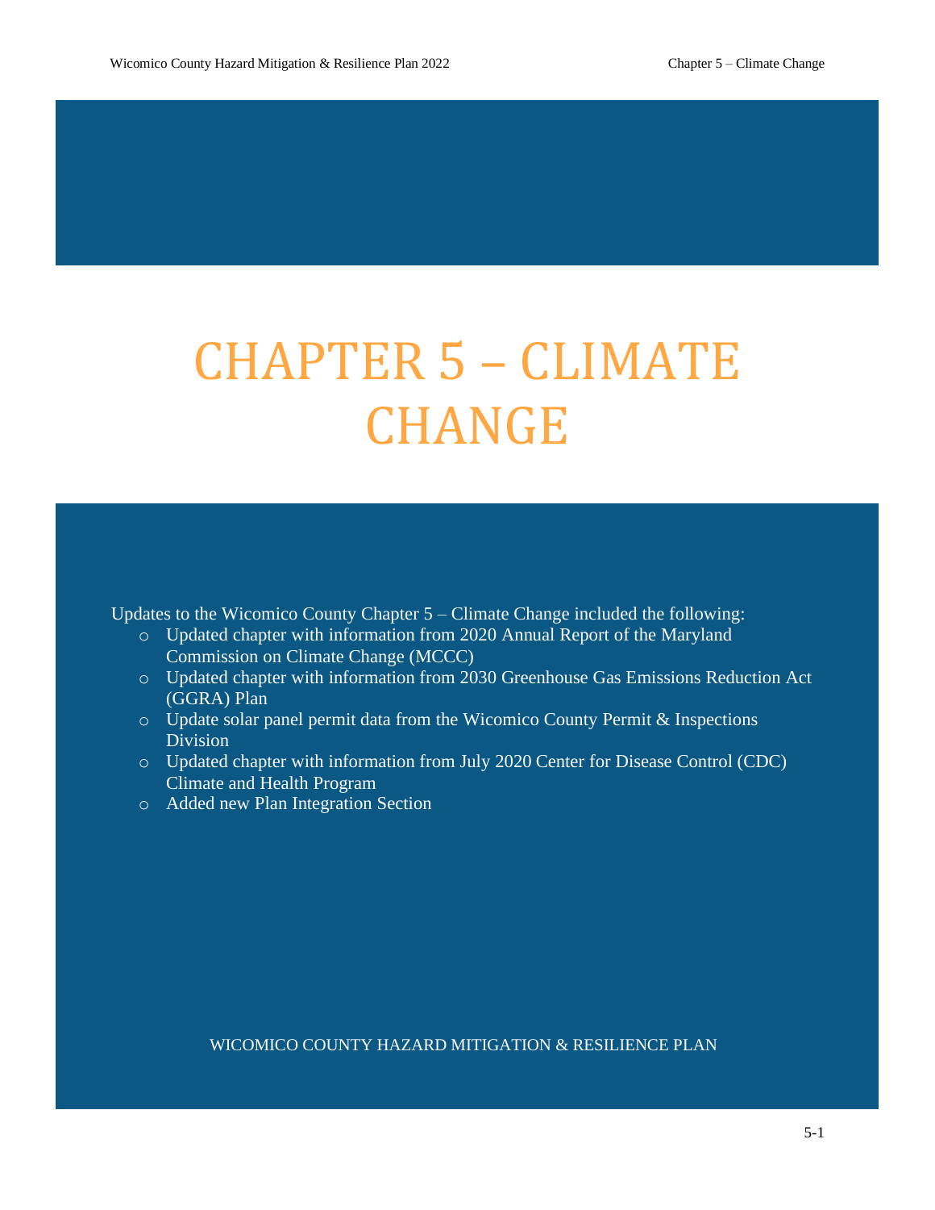# CHAPTER 5 – CLIMATE CHANGE

Updates to the Wicomico County Chapter 5 – Climate Change included the following:

- Updated chapter with information from 2020 Annual Report of the Maryland Commission on Climate Change (MCCC)
- Updated chapter with information from 2030 Greenhouse Gas Emissions Reduction Act (GGRA) Plan
- Update solar panel permit data from the Wicomico County Permit & Inspections Division
- Updated chapter with information from July 2020 Center for Disease Control (CDC) Climate and Health Program
- Added new Plan Integration Section

WICOMICO COUNTY HAZARD MITIGATION & RESILIENCE PLAN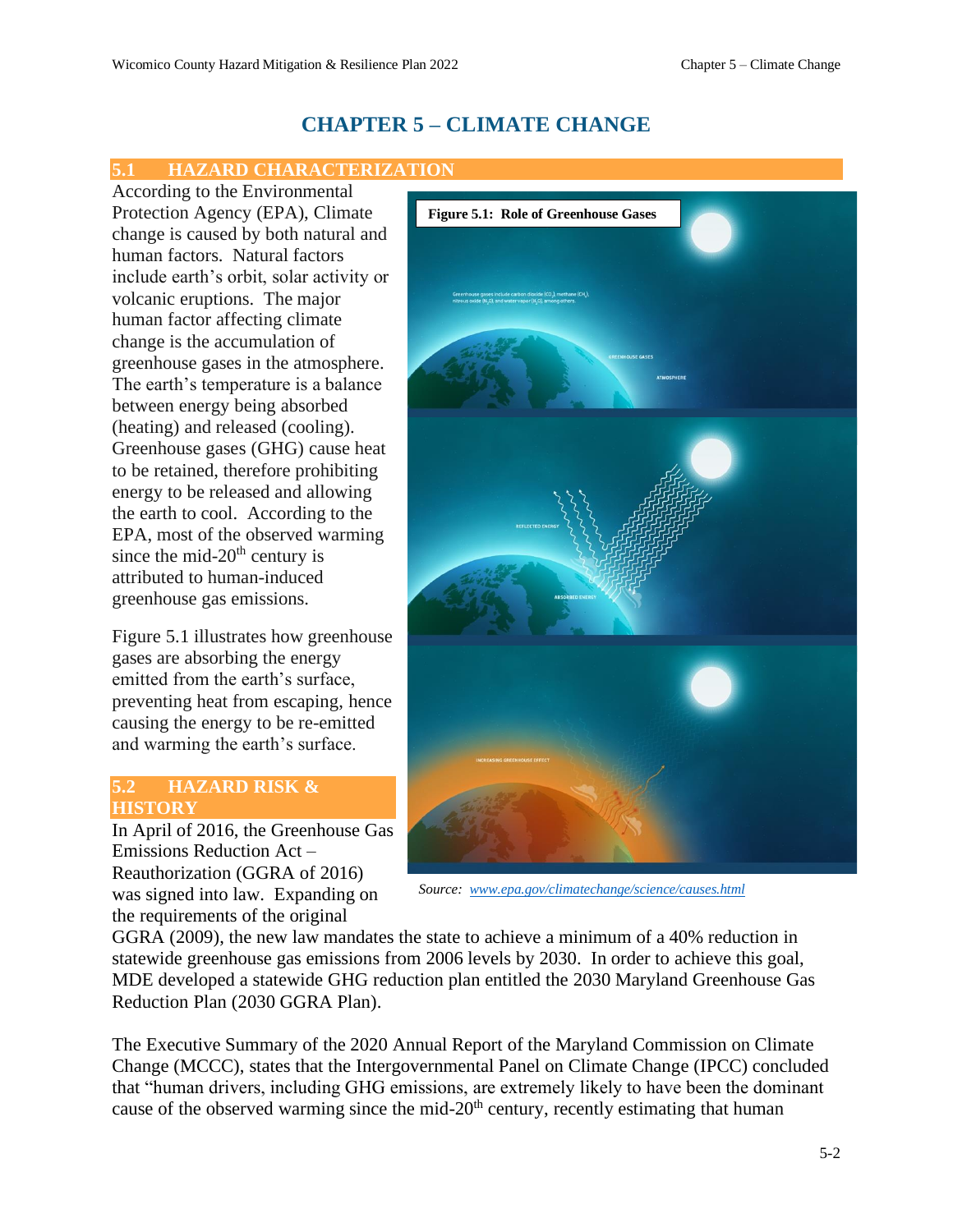# CHAPTER 5 – CLIMATE CHANGE

## 5.1 HAZARD CHARACTERIZATION

According to the Environmental Protection Agency (EPA), Climate change is caused by both natural and human factors. Natural factors include earth's orbit, solar activity or volcanic eruptions. The major human factor affecting climate change is the accumulation of greenhouse gases in the atmosphere. The earth's temperature is a balance between energy being absorbed (heating) and released (cooling). Greenhouse gases (GHG) cause heat to be retained, therefore prohibiting energy to be released and allowing the earth to cool. According to the EPA, most of the observed warming since the mid-20th century is attributed to human-induced greenhouse gas emissions.

Figure 5.1 illustrates how greenhouse gases are absorbing the energy emitted from the earth's surface, preventing heat from escaping, hence causing the energy to be re-emitted and warming the earth's surface.

**Figure 5.1: Role of Greenhouse Gases**

*Source: www.epa.gov/climatechange/science/causes.html*

## 5.2 HAZARD RISK & HISTORY

In April of 2016, the Greenhouse Gas Emissions Reduction Act – Reauthorization (GGRA of 2016) was signed into law. Expanding on the requirements of the original GGRA (2009), the new law mandates the state to achieve a minimum of a 40% reduction in statewide greenhouse gas emissions from 2006 levels by 2030. In order to achieve this goal, MDE developed a statewide GHG reduction plan entitled the 2030 Maryland Greenhouse Gas Reduction Plan (2030 GGRA Plan).

The Executive Summary of the 2020 Annual Report of the Maryland Commission on Climate Change (MCCC), states that the Intergovernmental Panel on Climate Change (IPCC) concluded that "human drivers, including GHG emissions, are extremely likely to have been the dominant cause of the observed warming since the mid-20th century, recently estimating that human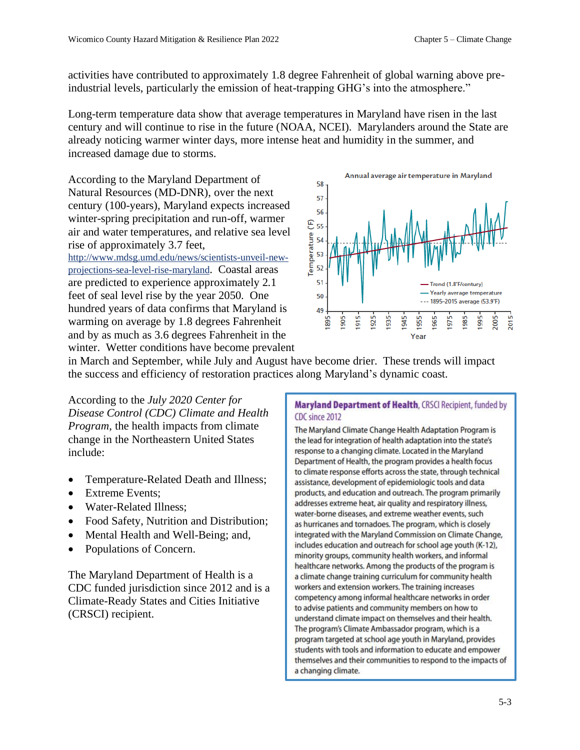activities have contributed to approximately 1.8 degree Fahrenheit of global warning above pre-industrial levels, particularly the emission of heat-trapping GHG's into the atmosphere."

Long-term temperature data show that average temperatures in Maryland have risen in the last century and will continue to rise in the future (NOAA, NCEI). Marylanders around the State are already noticing warmer winter days, more intense heat and humidity in the summer, and increased damage due to storms.

According to the Maryland Department of Natural Resources (MD-DNR), over the next century (100-years), Maryland expects increased winter-spring precipitation and run-off, warmer air and water temperatures, and relative sea level rise of approximately 3.7 feet, http://www.mdsg.umd.edu/news/scientists-unveil-new-projections-sea-level-rise-maryland. Coastal areas are predicted to experience approximately 2.1 feet of seal level rise by the year 2050. One hundred years of data confirms that Maryland is warming on average by 1.8 degrees Fahrenheit and by as much as 3.6 degrees Fahrenheit in the winter. Wetter conditions have become prevalent in March and September, while July and August have become drier. These trends will impact the success and efficiency of restoration practices along Maryland's dynamic coast.

Annual average air temperature in Maryland

According to the *July 2020 Center for Disease Control (CDC) Climate and Health Program*, the health impacts from climate change in the Northeastern United States include:

- Temperature-Related Death and Illness;
- Extreme Events;
- Water-Related Illness;
- Food Safety, Nutrition and Distribution;
- Mental Health and Well-Being; and,
- Populations of Concern.

The Maryland Department of Health is a CDC funded jurisdiction since 2012 and is a Climate-Ready States and Cities Initiative (CRSCI) recipient.

**Maryland Department of Health**, CRSCI Recipient, funded by CDC since 2012

The Maryland Climate Change Health Adaptation Program is the lead for integration of health adaptation into the state's response to a changing climate. Located in the Maryland Department of Health, the program provides a health focus to climate response efforts across the state, through technical assistance, development of epidemiologic tools and data products, and education and outreach. The program primarily addresses extreme heat, air quality and respiratory illness, water-borne diseases, and extreme weather events, such as hurricanes and tornadoes. The program, which is closely integrated with the Maryland Commission on Climate Change, includes education and outreach for school age youth (K-12), minority groups, community health workers, and informal healthcare networks. Among the products of the program is a climate change training curriculum for community health workers and extension workers. The training increases competency among informal healthcare networks in order to advise patients and community members on how to understand climate impact on themselves and their health. The program's Climate Ambassador program, which is a program targeted at school age youth in Maryland, provides students with tools and information to educate and empower themselves and their communities to respond to the impacts of a changing climate.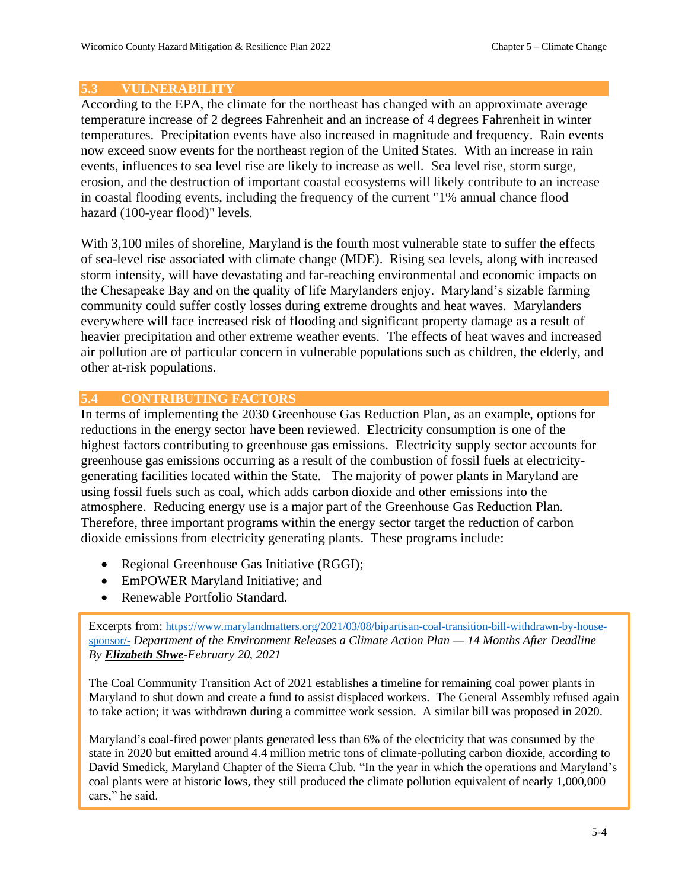## 5.3 VULNERABILITY

According to the EPA, the climate for the northeast has changed with an approximate average temperature increase of 2 degrees Fahrenheit and an increase of 4 degrees Fahrenheit in winter temperatures. Precipitation events have also increased in magnitude and frequency. Rain events now exceed snow events for the northeast region of the United States. With an increase in rain events, influences to sea level rise are likely to increase as well. Sea level rise, storm surge, erosion, and the destruction of important coastal ecosystems will likely contribute to an increase in coastal flooding events, including the frequency of the current "1% annual chance flood hazard (100-year flood)" levels.

With 3,100 miles of shoreline, Maryland is the fourth most vulnerable state to suffer the effects of sea-level rise associated with climate change (MDE). Rising sea levels, along with increased storm intensity, will have devastating and far-reaching environmental and economic impacts on the Chesapeake Bay and on the quality of life Marylanders enjoy. Maryland's sizable farming community could suffer costly losses during extreme droughts and heat waves. Marylanders everywhere will face increased risk of flooding and significant property damage as a result of heavier precipitation and other extreme weather events. The effects of heat waves and increased air pollution are of particular concern in vulnerable populations such as children, the elderly, and other at-risk populations.

## 5.4 CONTRIBUTING FACTORS

In terms of implementing the 2030 Greenhouse Gas Reduction Plan, as an example, options for reductions in the energy sector have been reviewed. Electricity consumption is one of the highest factors contributing to greenhouse gas emissions. Electricity supply sector accounts for greenhouse gas emissions occurring as a result of the combustion of fossil fuels at electricity-generating facilities located within the State. The majority of power plants in Maryland are using fossil fuels such as coal, which adds carbon dioxide and other emissions into the atmosphere. Reducing energy use is a major part of the Greenhouse Gas Reduction Plan. Therefore, three important programs within the energy sector target the reduction of carbon dioxide emissions from electricity generating plants. These programs include:

- Regional Greenhouse Gas Initiative (RGGI);
- EmPOWER Maryland Initiative; and
- Renewable Portfolio Standard.

> Excerpts from: https://www.marylandmatters.org/2021/03/08/bipartisan-coal-transition-bill-withdrawn-by-house-sponsor/- *Department of the Environment Releases a Climate Action Plan — 14 Months After Deadline By **Elizabeth Shwe**-February 20, 2021*
>
> The Coal Community Transition Act of 2021 establishes a timeline for remaining coal power plants in Maryland to shut down and create a fund to assist displaced workers. The General Assembly refused again to take action; it was withdrawn during a committee work session. A similar bill was proposed in 2020.
>
> Maryland's coal-fired power plants generated less than 6% of the electricity that was consumed by the state in 2020 but emitted around 4.4 million metric tons of climate-polluting carbon dioxide, according to David Smedick, Maryland Chapter of the Sierra Club. "In the year in which the operations and Maryland's coal plants were at historic lows, they still produced the climate pollution equivalent of nearly 1,000,000 cars," he said.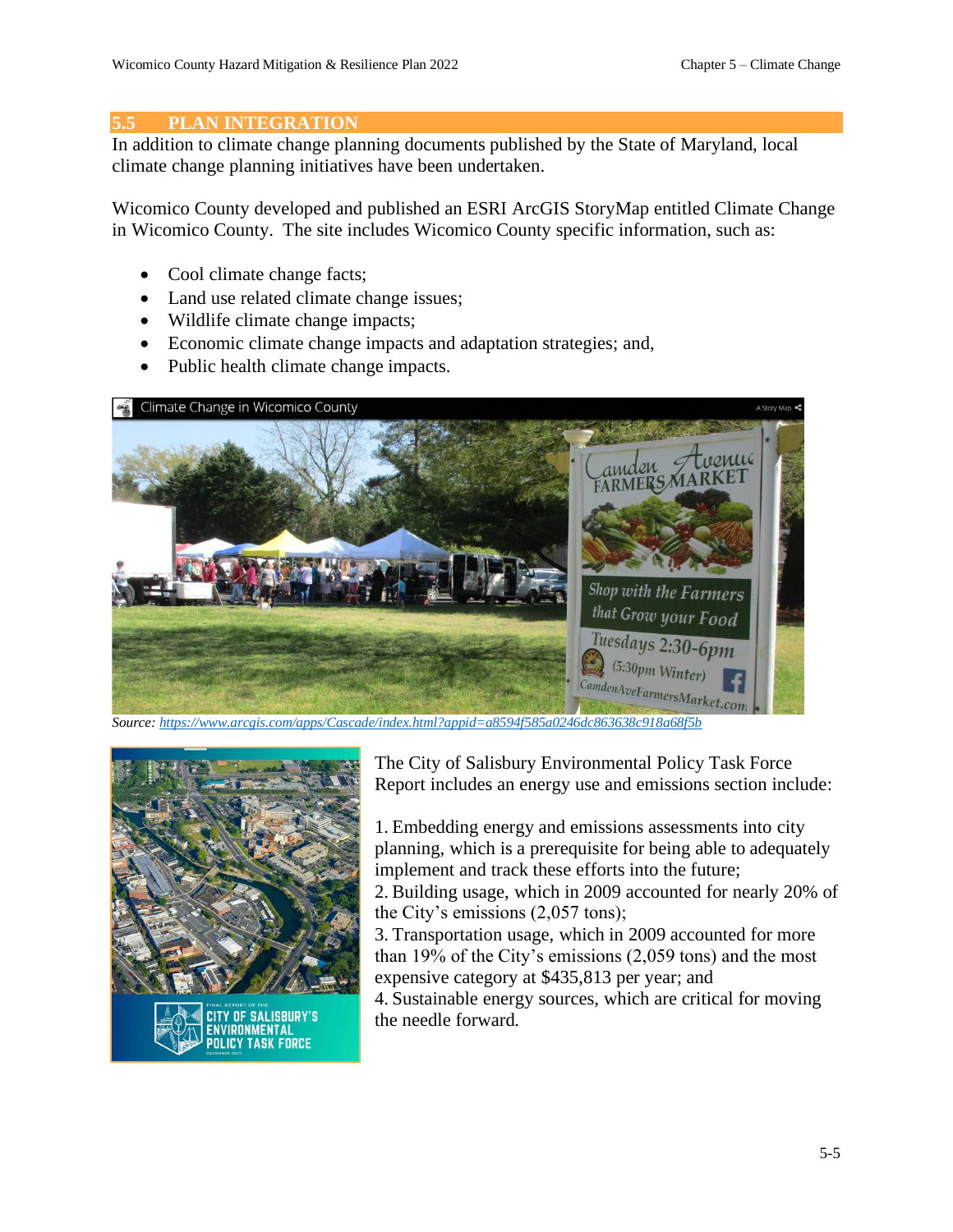## 5.5 PLAN INTEGRATION

In addition to climate change planning documents published by the State of Maryland, local climate change planning initiatives have been undertaken.

Wicomico County developed and published an ESRI ArcGIS StoryMap entitled Climate Change in Wicomico County. The site includes Wicomico County specific information, such as:

- Cool climate change facts;
- Land use related climate change issues;
- Wildlife climate change impacts;
- Economic climate change impacts and adaptation strategies; and,
- Public health climate change impacts.

*Source: https://www.arcgis.com/apps/Cascade/index.html?appid=a8594f585a0246dc863638c918a68f5b*

The City of Salisbury Environmental Policy Task Force Report includes an energy use and emissions section include:

1. Embedding energy and emissions assessments into city planning, which is a prerequisite for being able to adequately implement and track these efforts into the future;
2. Building usage, which in 2009 accounted for nearly 20% of the City's emissions (2,057 tons);
3. Transportation usage, which in 2009 accounted for more than 19% of the City's emissions (2,059 tons) and the most expensive category at $435,813 per year; and
4. Sustainable energy sources, which are critical for moving the needle forward.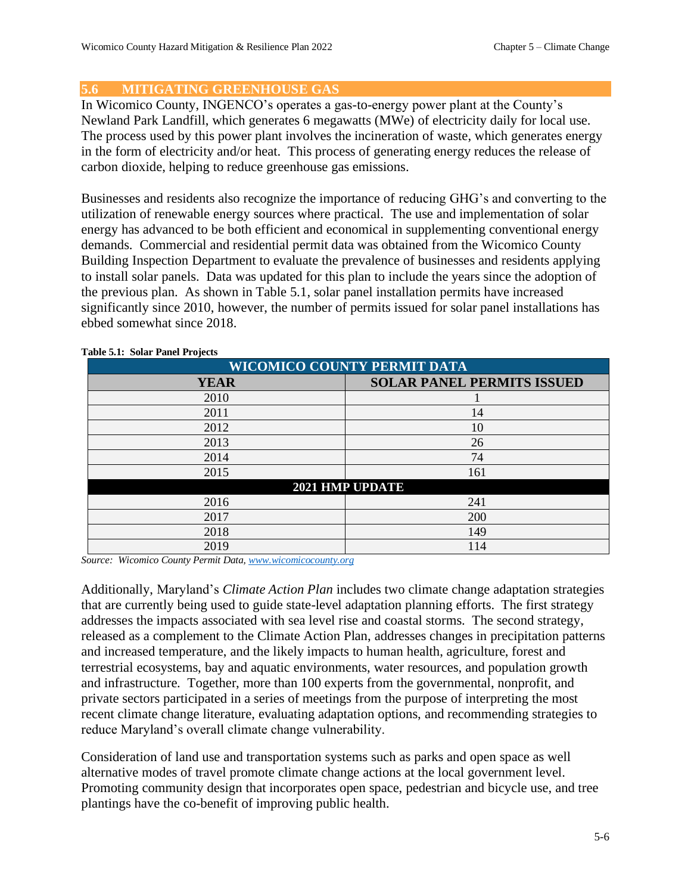## 5.6 MITIGATING GREENHOUSE GAS

In Wicomico County, INGENCO's operates a gas-to-energy power plant at the County's Newland Park Landfill, which generates 6 megawatts (MWe) of electricity daily for local use. The process used by this power plant involves the incineration of waste, which generates energy in the form of electricity and/or heat. This process of generating energy reduces the release of carbon dioxide, helping to reduce greenhouse gas emissions.

Businesses and residents also recognize the importance of reducing GHG's and converting to the utilization of renewable energy sources where practical. The use and implementation of solar energy has advanced to be both efficient and economical in supplementing conventional energy demands. Commercial and residential permit data was obtained from the Wicomico County Building Inspection Department to evaluate the prevalence of businesses and residents applying to install solar panels. Data was updated for this plan to include the years since the adoption of the previous plan. As shown in Table 5.1, solar panel installation permits have increased significantly since 2010, however, the number of permits issued for solar panel installations has ebbed somewhat since 2018.

**Table 5.1: Solar Panel Projects**

| WICOMICO COUNTY PERMIT DATA | |
|---|---|
| **YEAR** | **SOLAR PANEL PERMITS ISSUED** |
| 2010 | 1 |
| 2011 | 14 |
| 2012 | 10 |
| 2013 | 26 |
| 2014 | 74 |
| 2015 | 161 |
| **2021 HMP UPDATE** | |
| 2016 | 241 |
| 2017 | 200 |
| 2018 | 149 |
| 2019 | 114 |

*Source: Wicomico County Permit Data, www.wicomicocounty.org*

Additionally, Maryland's *Climate Action Plan* includes two climate change adaptation strategies that are currently being used to guide state-level adaptation planning efforts. The first strategy addresses the impacts associated with sea level rise and coastal storms. The second strategy, released as a complement to the Climate Action Plan, addresses changes in precipitation patterns and increased temperature, and the likely impacts to human health, agriculture, forest and terrestrial ecosystems, bay and aquatic environments, water resources, and population growth and infrastructure. Together, more than 100 experts from the governmental, nonprofit, and private sectors participated in a series of meetings from the purpose of interpreting the most recent climate change literature, evaluating adaptation options, and recommending strategies to reduce Maryland's overall climate change vulnerability.

Consideration of land use and transportation systems such as parks and open space as well alternative modes of travel promote climate change actions at the local government level. Promoting community design that incorporates open space, pedestrian and bicycle use, and tree plantings have the co-benefit of improving public health.